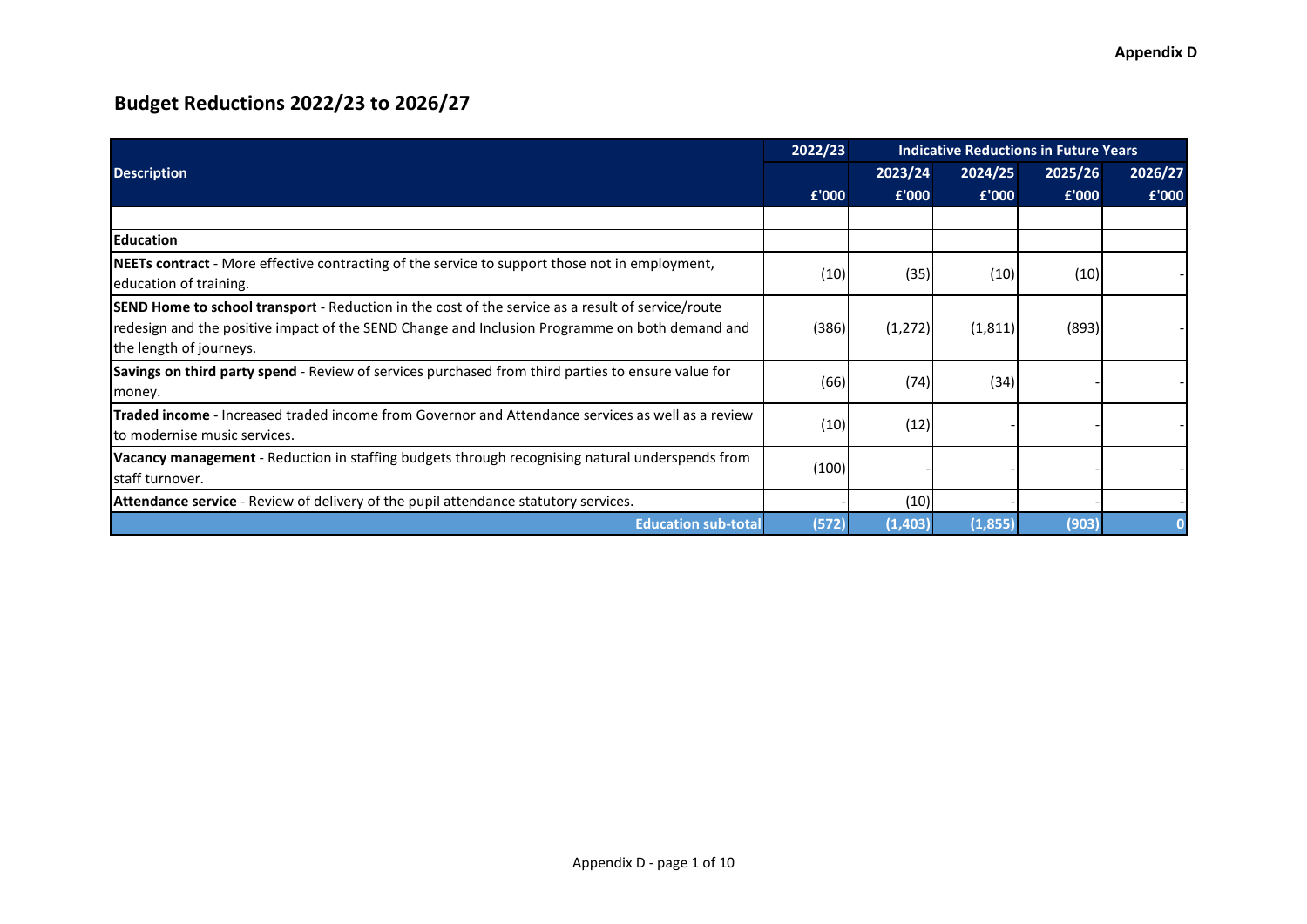Appendix D

# Budget Reductions 2022/23 to 2026/27

| Description | 2022/23 | Indicative Reductions in Future Years | | | |
|---|---|---|---|---|---|
| | | 2023/24 | 2024/25 | 2025/26 | 2026/27 |
| | £'000 | £'000 | £'000 | £'000 | £'000 |
| | | | | | |
| **Education** | | | | | |
| **NEETs contract** - More effective contracting of the service to support those not in employment, education of training. | (10) | (35) | (10) | (10) | - |
| **SEND Home to school transpor**t - Reduction in the cost of the service as a result of service/route redesign and the positive impact of the SEND Change and Inclusion Programme on both demand and the length of journeys. | (386) | (1,272) | (1,811) | (893) | - |
| **Savings on third party spend** - Review of services purchased from third parties to ensure value for money. | (66) | (74) | (34) | - | - |
| **Traded income** - Increased traded income from Governor and Attendance services as well as a review to modernise music services. | (10) | (12) | - | - | - |
| **Vacancy management** - Reduction in staffing budgets through recognising natural underspends from staff turnover. | (100) | - | - | - | - |
| **Attendance service** - Review of delivery of the pupil attendance statutory services. | - | (10) | - | - | - |
| **Education sub-total** | **(572)** | **(1,403)** | **(1,855)** | **(903)** | **0** |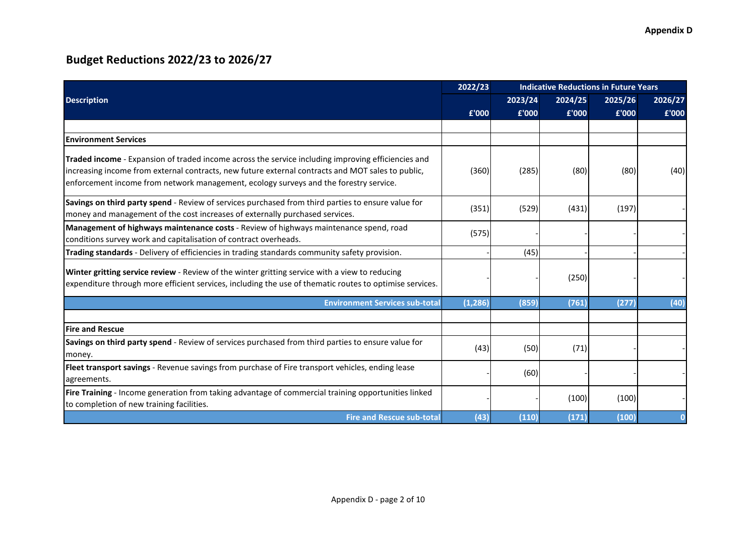Appendix D

# Budget Reductions 2022/23 to 2026/27

| Description | 2022/23 | Indicative Reductions in Future Years | | | |
|---|---|---|---|---|---|
| | | 2023/24 | 2024/25 | 2025/26 | 2026/27 |
| | £'000 | £'000 | £'000 | £'000 | £'000 |
| | | | | | |
| **Environment Services** | | | | | |
| **Traded income** - Expansion of traded income across the service including improving efficiencies and increasing income from external contracts, new future external contracts and MOT sales to public, enforcement income from network management, ecology surveys and the forestry service. | (360) | (285) | (80) | (80) | (40) |
| **Savings on third party spend** - Review of services purchased from third parties to ensure value for money and management of the cost increases of externally purchased services. | (351) | (529) | (431) | (197) | - |
| **Management of highways maintenance costs** - Review of highways maintenance spend, road conditions survey work and capitalisation of contract overheads. | (575) | - | - | - | - |
| **Trading standards** - Delivery of efficiencies in trading standards community safety provision. | - | (45) | - | - | - |
| **Winter gritting service review** - Review of the winter gritting service with a view to reducing expenditure through more efficient services, including the use of thematic routes to optimise services. | - | - | (250) | - | - |
| **Environment Services sub-total** | **(1,286)** | **(859)** | **(761)** | **(277)** | **(40)** |
| | | | | | |
| **Fire and Rescue** | | | | | |
| **Savings on third party spend** - Review of services purchased from third parties to ensure value for money. | (43) | (50) | (71) | - | - |
| **Fleet transport savings** - Revenue savings from purchase of Fire transport vehicles, ending lease agreements. | - | (60) | - | - | - |
| **Fire Training** - Income generation from taking advantage of commercial training opportunities linked to completion of new training facilities. | - | - | (100) | (100) | - |
| **Fire and Rescue sub-total** | **(43)** | **(110)** | **(171)** | **(100)** | **0** |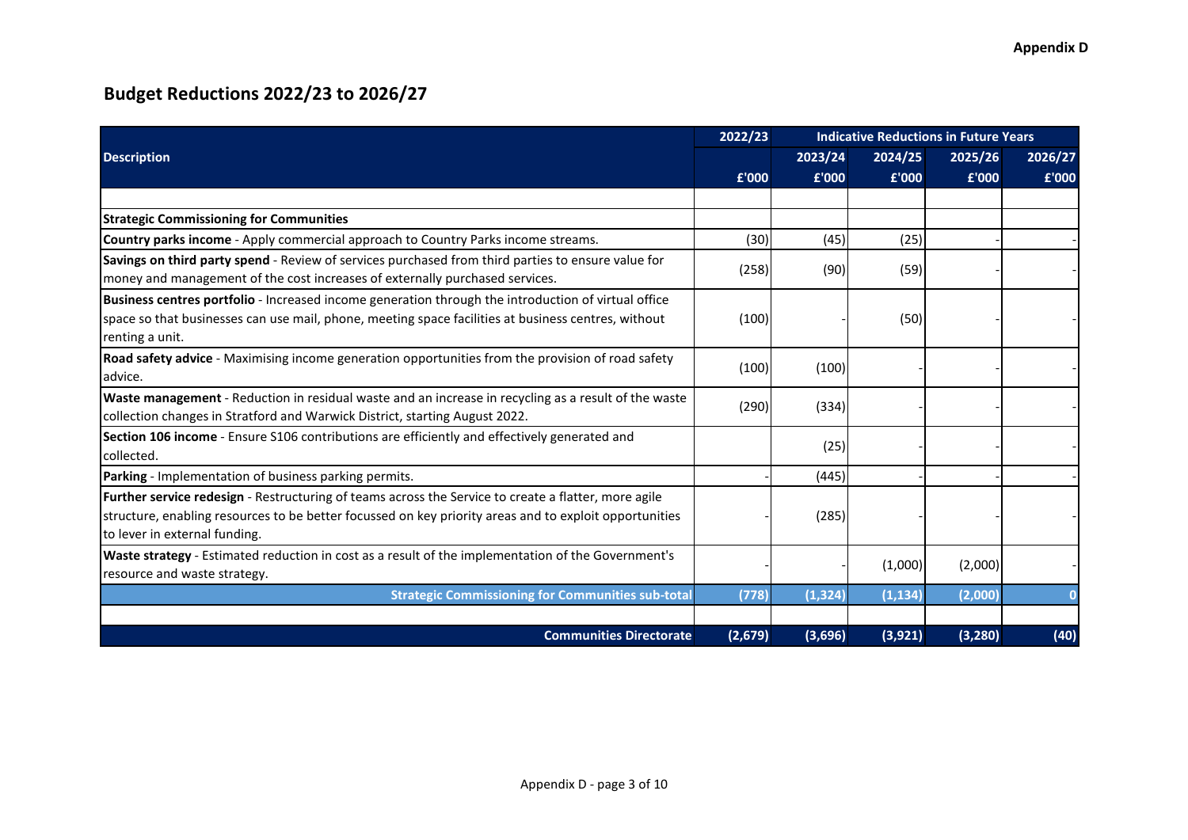Appendix D

# Budget Reductions 2022/23 to 2026/27

| Description | 2022/23 | Indicative Reductions in Future Years | | | |
|---|---|---|---|---|---|
| | | 2023/24 | 2024/25 | 2025/26 | 2026/27 |
| | £'000 | £'000 | £'000 | £'000 | £'000 |
| | | | | | |
| **Strategic Commissioning for Communities** | | | | | |
| **Country parks income** - Apply commercial approach to Country Parks income streams. | (30) | (45) | (25) | - | - |
| **Savings on third party spend** - Review of services purchased from third parties to ensure value for money and management of the cost increases of externally purchased services. | (258) | (90) | (59) | - | - |
| **Business centres portfolio** - Increased income generation through the introduction of virtual office space so that businesses can use mail, phone, meeting space facilities at business centres, without renting a unit. | (100) | - | (50) | - | - |
| **Road safety advice** - Maximising income generation opportunities from the provision of road safety advice. | (100) | (100) | - | - | - |
| **Waste management** - Reduction in residual waste and an increase in recycling as a result of the waste collection changes in Stratford and Warwick District, starting August 2022. | (290) | (334) | - | - | - |
| **Section 106 income** - Ensure S106 contributions are efficiently and effectively generated and collected. | | (25) | - | - | - |
| **Parking** - Implementation of business parking permits. | - | (445) | - | - | - |
| **Further service redesign** - Restructuring of teams across the Service to create a flatter, more agile structure, enabling resources to be better focussed on key priority areas and to exploit opportunities to lever in external funding. | - | (285) | - | - | - |
| **Waste strategy** - Estimated reduction in cost as a result of the implementation of the Government's resource and waste strategy. | - | - | (1,000) | (2,000) | - |
| **Strategic Commissioning for Communities sub-total** | **(778)** | **(1,324)** | **(1,134)** | **(2,000)** | **0** |
| | | | | | |
| **Communities Directorate** | **(2,679)** | **(3,696)** | **(3,921)** | **(3,280)** | **(40)** |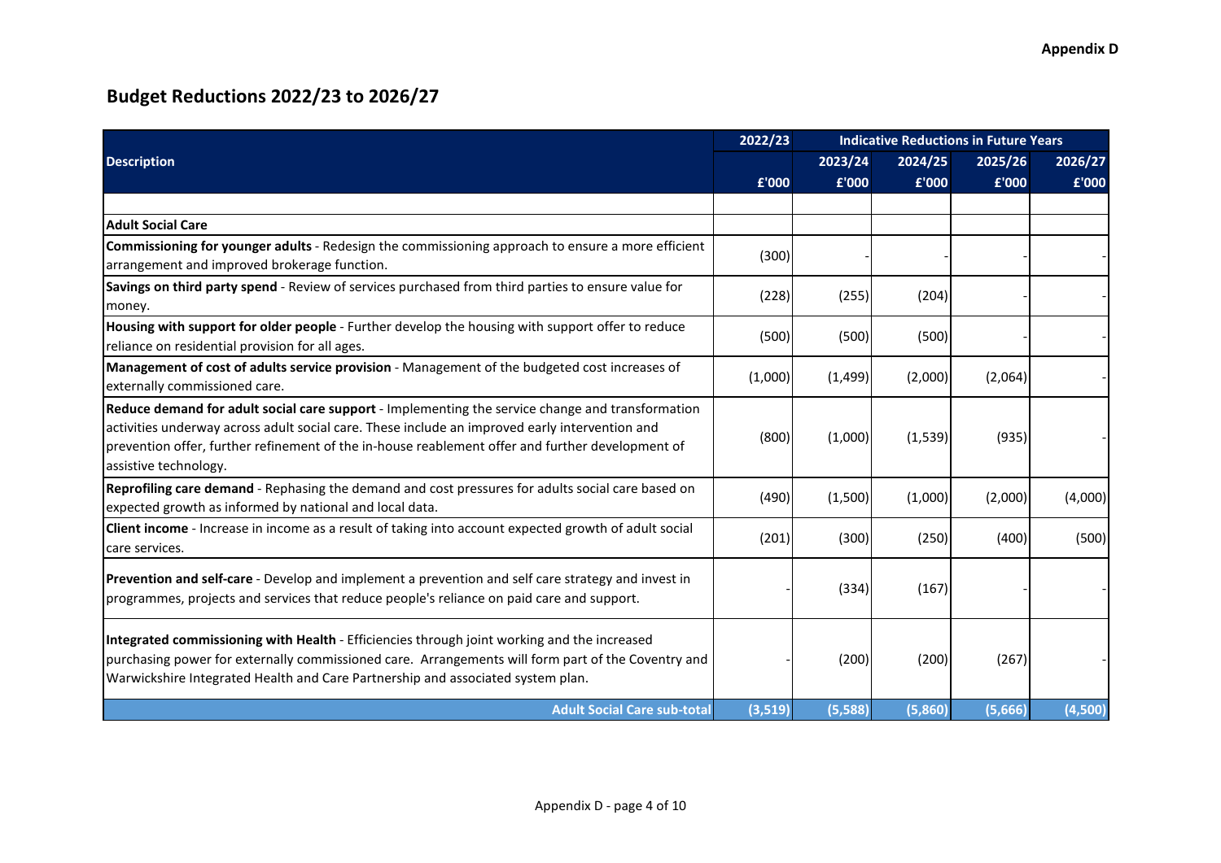**Appendix D**

# Budget Reductions 2022/23 to 2026/27

| Description | 2022/23 | Indicative Reductions in Future Years | | | |
|---|---|---|---|---|---|
| | | 2023/24 | 2024/25 | 2025/26 | 2026/27 |
| | £'000 | £'000 | £'000 | £'000 | £'000 |
| | | | | | |
| **Adult Social Care** | | | | | |
| **Commissioning for younger adults** - Redesign the commissioning approach to ensure a more efficient arrangement and improved brokerage function. | (300) | - | - | - | - |
| **Savings on third party spend** - Review of services purchased from third parties to ensure value for money. | (228) | (255) | (204) | - | - |
| **Housing with support for older people** - Further develop the housing with support offer to reduce reliance on residential provision for all ages. | (500) | (500) | (500) | - | - |
| **Management of cost of adults service provision** - Management of the budgeted cost increases of externally commissioned care. | (1,000) | (1,499) | (2,000) | (2,064) | - |
| **Reduce demand for adult social care support** - Implementing the service change and transformation activities underway across adult social care. These include an improved early intervention and prevention offer, further refinement of the in-house reablement offer and further development of assistive technology. | (800) | (1,000) | (1,539) | (935) | - |
| **Reprofiling care demand** - Rephasing the demand and cost pressures for adults social care based on expected growth as informed by national and local data. | (490) | (1,500) | (1,000) | (2,000) | (4,000) |
| **Client income** - Increase in income as a result of taking into account expected growth of adult social care services. | (201) | (300) | (250) | (400) | (500) |
| **Prevention and self-care** - Develop and implement a prevention and self care strategy and invest in programmes, projects and services that reduce people's reliance on paid care and support. | - | (334) | (167) | - | - |
| **Integrated commissioning with Health** - Efficiencies through joint working and the increased purchasing power for externally commissioned care. Arrangements will form part of the Coventry and Warwickshire Integrated Health and Care Partnership and associated system plan. | - | (200) | (200) | (267) | - |
| **Adult Social Care sub-total** | **(3,519)** | **(5,588)** | **(5,860)** | **(5,666)** | **(4,500)** |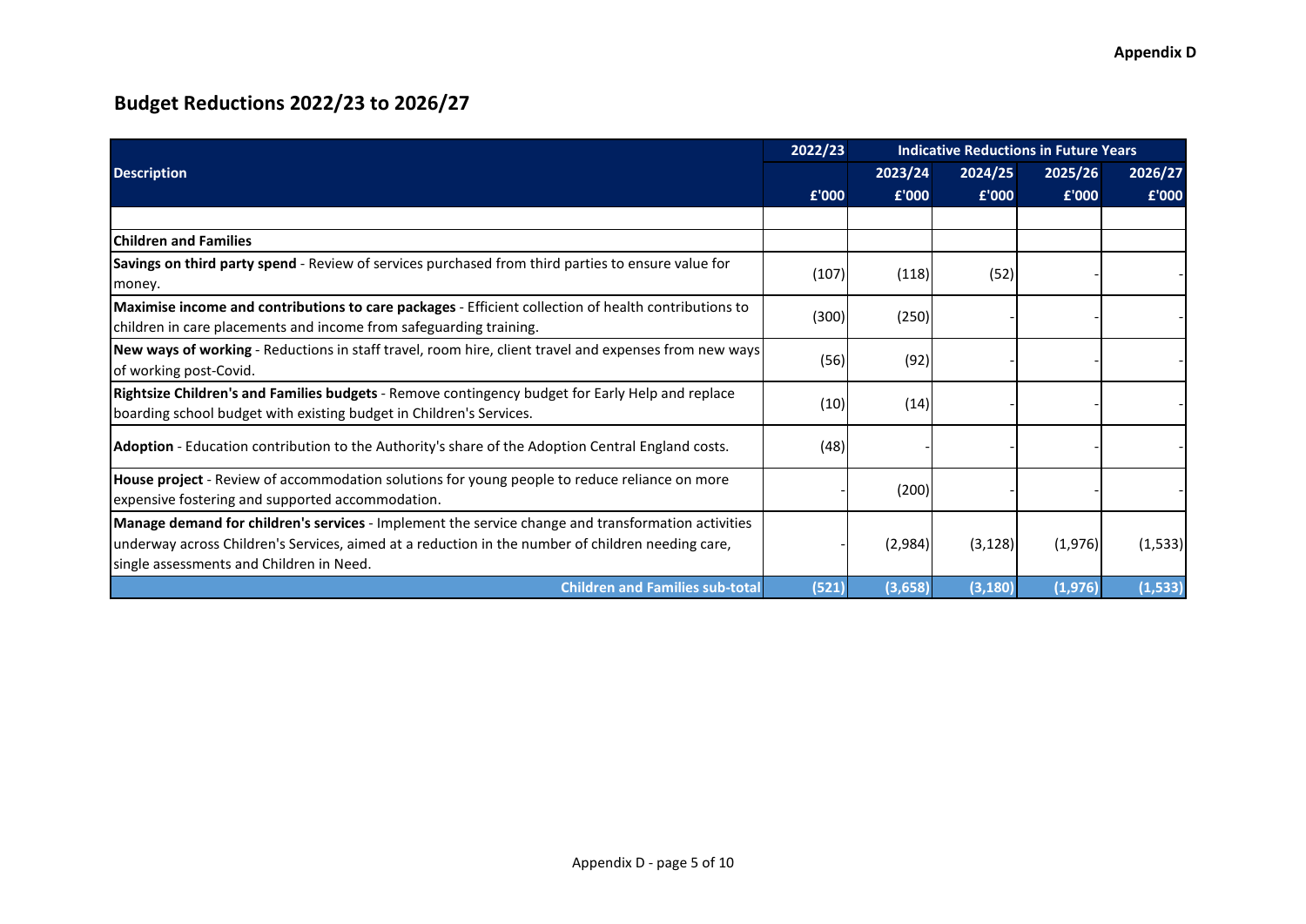Appendix D

# Budget Reductions 2022/23 to 2026/27

| Description | 2022/23 | Indicative Reductions in Future Years | | | |
|---|---|---|---|---|---|
| | | 2023/24 | 2024/25 | 2025/26 | 2026/27 |
| | £'000 | £'000 | £'000 | £'000 | £'000 |
| | | | | | |
| **Children and Families** | | | | | |
| **Savings on third party spend** - Review of services purchased from third parties to ensure value for money. | (107) | (118) | (52) | - | - |
| **Maximise income and contributions to care packages** - Efficient collection of health contributions to children in care placements and income from safeguarding training. | (300) | (250) | - | - | - |
| **New ways of working** - Reductions in staff travel, room hire, client travel and expenses from new ways of working post-Covid. | (56) | (92) | - | - | - |
| **Rightsize Children's and Families budgets** - Remove contingency budget for Early Help and replace boarding school budget with existing budget in Children's Services. | (10) | (14) | - | - | - |
| **Adoption** - Education contribution to the Authority's share of the Adoption Central England costs. | (48) | - | - | - | - |
| **House project** - Review of accommodation solutions for young people to reduce reliance on more expensive fostering and supported accommodation. | - | (200) | - | - | - |
| **Manage demand for children's services** - Implement the service change and transformation activities underway across Children's Services, aimed at a reduction in the number of children needing care, single assessments and Children in Need. | - | (2,984) | (3,128) | (1,976) | (1,533) |
| **Children and Families sub-total** | **(521)** | **(3,658)** | **(3,180)** | **(1,976)** | **(1,533)** |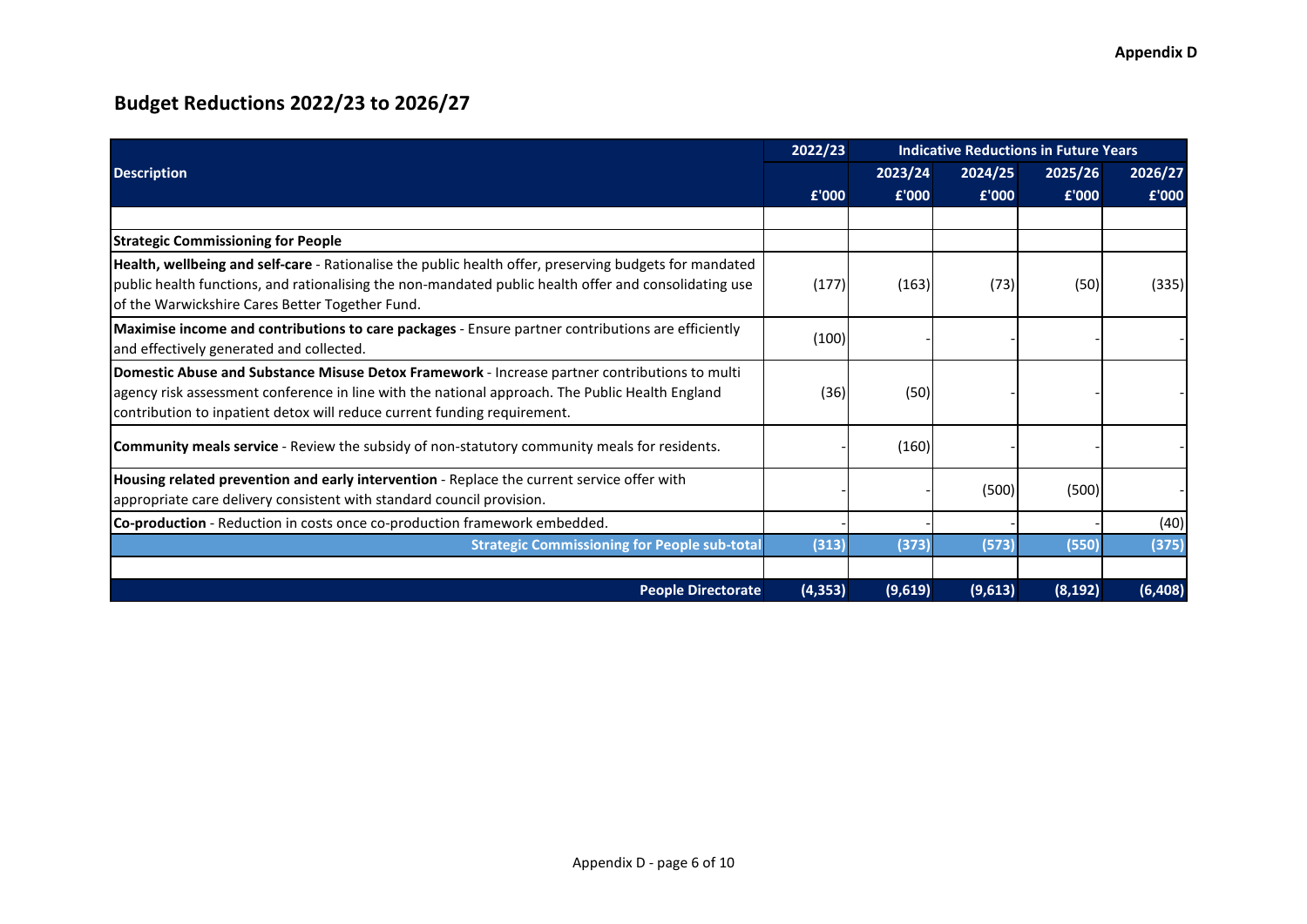## Budget Reductions 2022/23 to 2026/27

| Description | 2022/23 | Indicative Reductions in Future Years | | | |
|---|---|---|---|---|---|
| | | 2023/24 | 2024/25 | 2025/26 | 2026/27 |
| | £'000 | £'000 | £'000 | £'000 | £'000 |
| | | | | | |
| **Strategic Commissioning for People** | | | | | |
| **Health, wellbeing and self-care** - Rationalise the public health offer, preserving budgets for mandated public health functions, and rationalising the non-mandated public health offer and consolidating use of the Warwickshire Cares Better Together Fund. | (177) | (163) | (73) | (50) | (335) |
| **Maximise income and contributions to care packages** - Ensure partner contributions are efficiently and effectively generated and collected. | (100) | - | - | - | - |
| **Domestic Abuse and Substance Misuse Detox Framework** - Increase partner contributions to multi agency risk assessment conference in line with the national approach. The Public Health England contribution to inpatient detox will reduce current funding requirement. | (36) | (50) | - | - | - |
| **Community meals service** - Review the subsidy of non-statutory community meals for residents. | - | (160) | - | - | - |
| **Housing related prevention and early intervention** - Replace the current service offer with appropriate care delivery consistent with standard council provision. | - | - | (500) | (500) | - |
| **Co-production** - Reduction in costs once co-production framework embedded. | - | - | - | - | (40) |
| **Strategic Commissioning for People sub-total** | **(313)** | **(373)** | **(573)** | **(550)** | **(375)** |
| | | | | | |
| **People Directorate** | **(4,353)** | **(9,619)** | **(9,613)** | **(8,192)** | **(6,408)** |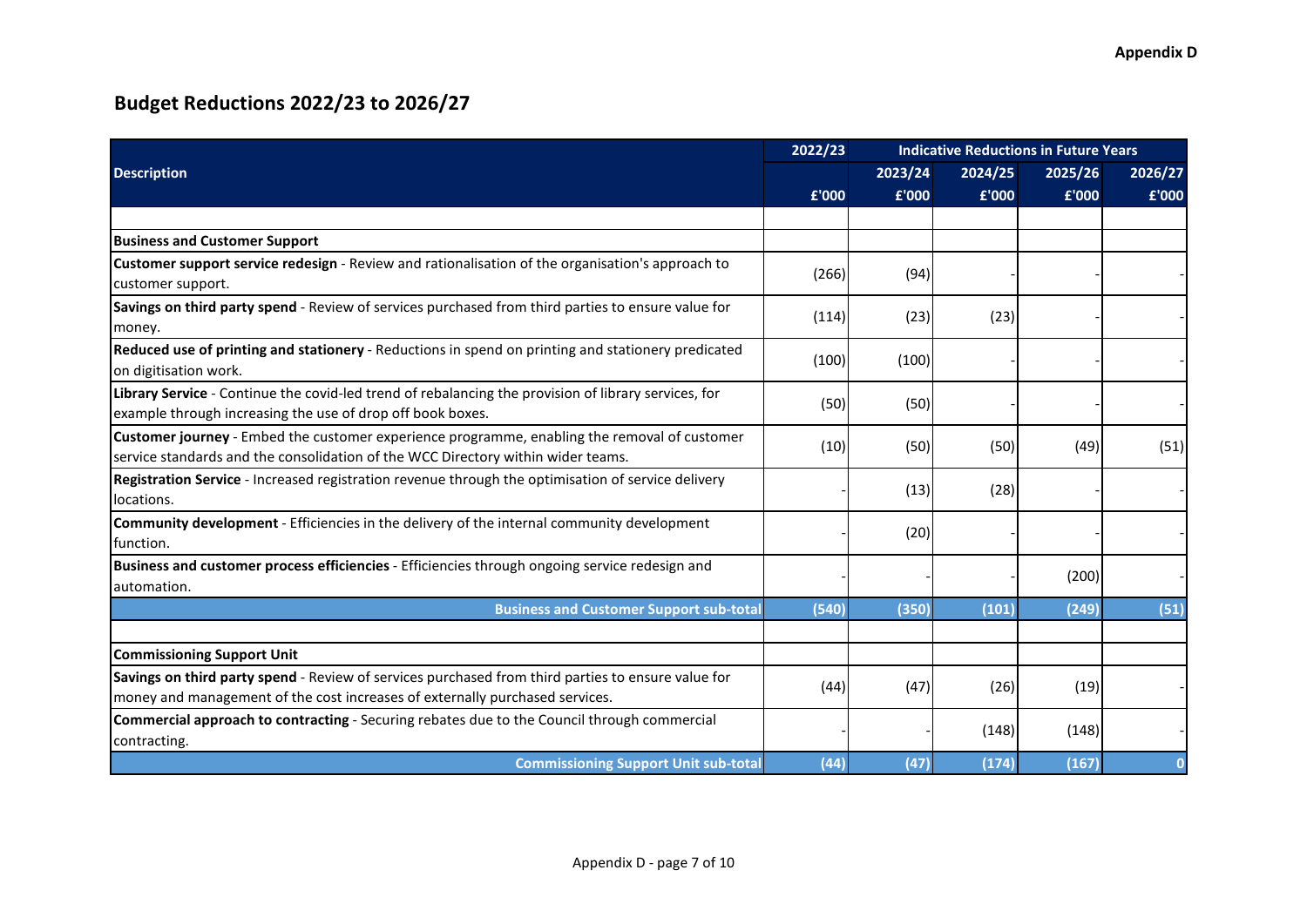**Appendix D**

## Budget Reductions 2022/23 to 2026/27

| Description | 2022/23 | Indicative Reductions in Future Years | | | |
|---|---|---|---|---|---|
| | | 2023/24 | 2024/25 | 2025/26 | 2026/27 |
| | £'000 | £'000 | £'000 | £'000 | £'000 |
| | | | | | |
| **Business and Customer Support** | | | | | |
| **Customer support service redesign** - Review and rationalisation of the organisation's approach to customer support. | (266) | (94) | - | - | - |
| **Savings on third party spend** - Review of services purchased from third parties to ensure value for money. | (114) | (23) | (23) | - | - |
| **Reduced use of printing and stationery** - Reductions in spend on printing and stationery predicated on digitisation work. | (100) | (100) | - | - | - |
| **Library Service** - Continue the covid-led trend of rebalancing the provision of library services, for example through increasing the use of drop off book boxes. | (50) | (50) | - | - | - |
| **Customer journey** - Embed the customer experience programme, enabling the removal of customer service standards and the consolidation of the WCC Directory within wider teams. | (10) | (50) | (50) | (49) | (51) |
| **Registration Service** - Increased registration revenue through the optimisation of service delivery locations. | - | (13) | (28) | - | - |
| **Community development** - Efficiencies in the delivery of the internal community development function. | - | (20) | - | - | - |
| **Business and customer process efficiencies** - Efficiencies through ongoing service redesign and automation. | - | - | - | (200) | - |
| **Business and Customer Support sub-total** | **(540)** | **(350)** | **(101)** | **(249)** | **(51)** |
| | | | | | |
| **Commissioning Support Unit** | | | | | |
| **Savings on third party spend** - Review of services purchased from third parties to ensure value for money and management of the cost increases of externally purchased services. | (44) | (47) | (26) | (19) | - |
| **Commercial approach to contracting** - Securing rebates due to the Council through commercial contracting. | - | - | (148) | (148) | - |
| **Commissioning Support Unit sub-total** | **(44)** | **(47)** | **(174)** | **(167)** | **0** |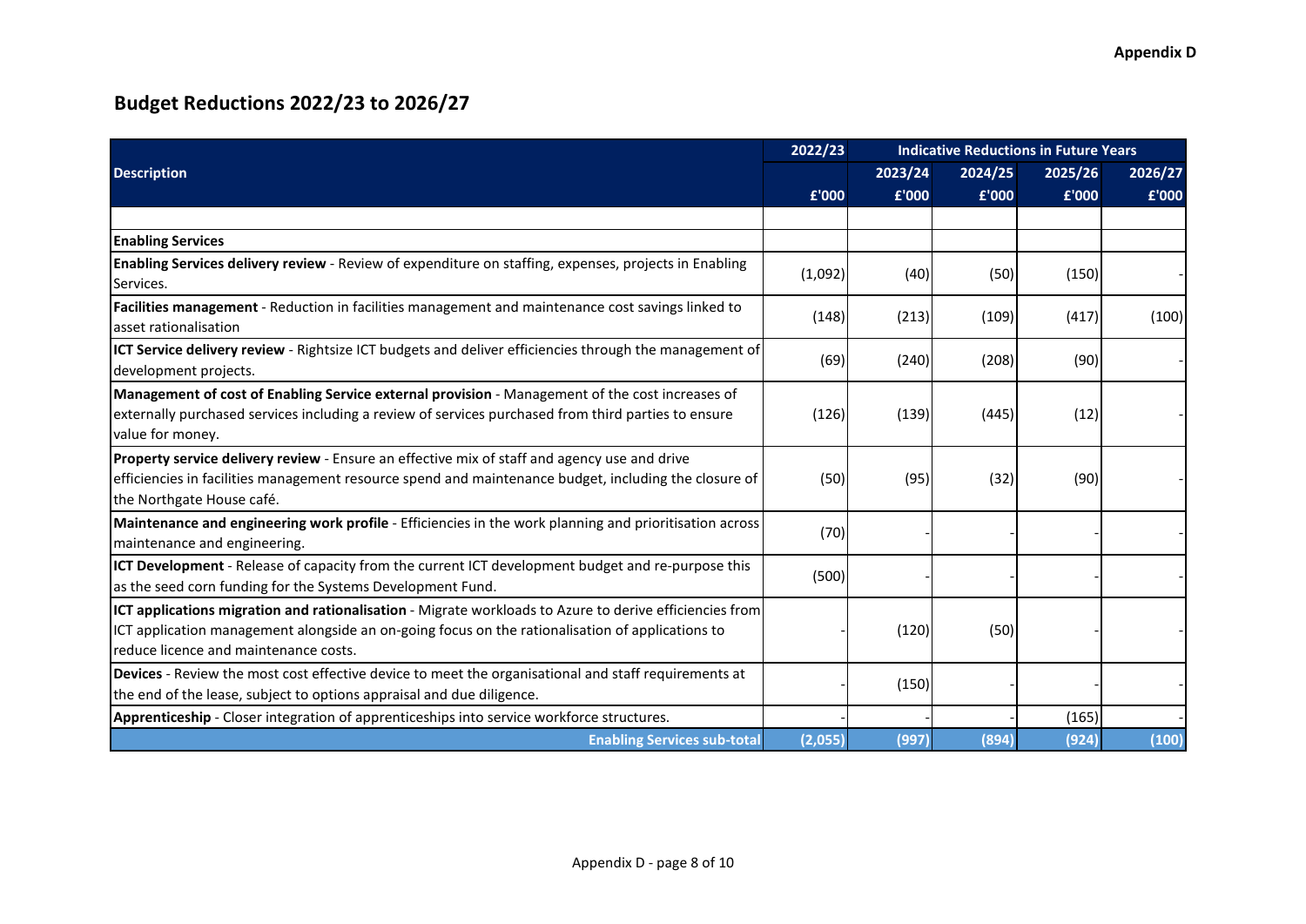Appendix D

# Budget Reductions 2022/23 to 2026/27

| Description | 2022/23 | Indicative Reductions in Future Years | | | |
|---|---|---|---|---|---|
| | | 2023/24 | 2024/25 | 2025/26 | 2026/27 |
| | £'000 | £'000 | £'000 | £'000 | £'000 |
| | | | | | |
| **Enabling Services** | | | | | |
| **Enabling Services delivery review** - Review of expenditure on staffing, expenses, projects in Enabling Services. | (1,092) | (40) | (50) | (150) | - |
| **Facilities management** - Reduction in facilities management and maintenance cost savings linked to asset rationalisation | (148) | (213) | (109) | (417) | (100) |
| **ICT Service delivery review** - Rightsize ICT budgets and deliver efficiencies through the management of development projects. | (69) | (240) | (208) | (90) | - |
| **Management of cost of Enabling Service external provision** - Management of the cost increases of externally purchased services including a review of services purchased from third parties to ensure value for money. | (126) | (139) | (445) | (12) | - |
| **Property service delivery review** - Ensure an effective mix of staff and agency use and drive efficiencies in facilities management resource spend and maintenance budget, including the closure of the Northgate House café. | (50) | (95) | (32) | (90) | - |
| **Maintenance and engineering work profile** - Efficiencies in the work planning and prioritisation across maintenance and engineering. | (70) | - | - | - | - |
| **ICT Development** - Release of capacity from the current ICT development budget and re-purpose this as the seed corn funding for the Systems Development Fund. | (500) | - | - | - | - |
| **ICT applications migration and rationalisation** - Migrate workloads to Azure to derive efficiencies from ICT application management alongside an on-going focus on the rationalisation of applications to reduce licence and maintenance costs. | - | (120) | (50) | - | - |
| **Devices** - Review the most cost effective device to meet the organisational and staff requirements at the end of the lease, subject to options appraisal and due diligence. | - | (150) | - | - | - |
| **Apprenticeship** - Closer integration of apprenticeships into service workforce structures. | - | - | - | (165) | - |
| **Enabling Services sub-total** | **(2,055)** | **(997)** | **(894)** | **(924)** | **(100)** |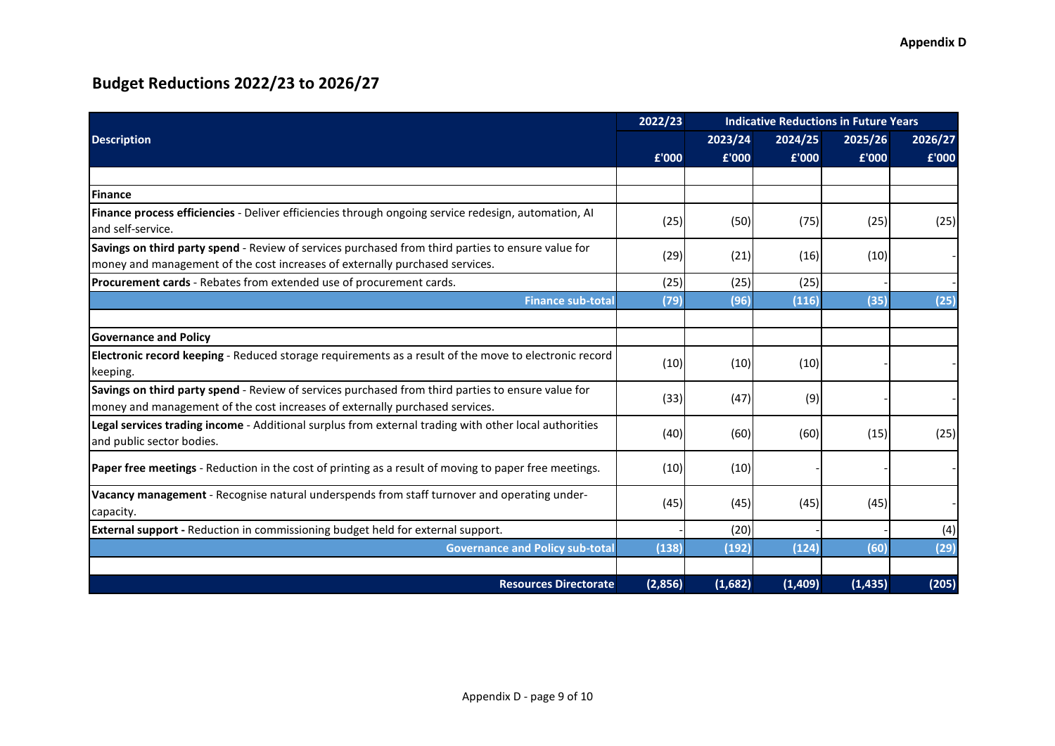Appendix D

# Budget Reductions 2022/23 to 2026/27

| Description | 2022/23 | Indicative Reductions in Future Years | | | |
|---|---|---|---|---|---|
| | | 2023/24 | 2024/25 | 2025/26 | 2026/27 |
| | £'000 | £'000 | £'000 | £'000 | £'000 |
| | | | | | |
| **Finance** | | | | | |
| **Finance process efficiencies** - Deliver efficiencies through ongoing service redesign, automation, AI and self-service. | (25) | (50) | (75) | (25) | (25) |
| **Savings on third party spend** - Review of services purchased from third parties to ensure value for money and management of the cost increases of externally purchased services. | (29) | (21) | (16) | (10) | - |
| **Procurement cards** - Rebates from extended use of procurement cards. | (25) | (25) | (25) | - | - |
| **Finance sub-total** | **(79)** | **(96)** | **(116)** | **(35)** | **(25)** |
| | | | | | |
| **Governance and Policy** | | | | | |
| **Electronic record keeping** - Reduced storage requirements as a result of the move to electronic record keeping. | (10) | (10) | (10) | - | - |
| **Savings on third party spend** - Review of services purchased from third parties to ensure value for money and management of the cost increases of externally purchased services. | (33) | (47) | (9) | - | - |
| **Legal services trading income** - Additional surplus from external trading with other local authorities and public sector bodies. | (40) | (60) | (60) | (15) | (25) |
| **Paper free meetings** - Reduction in the cost of printing as a result of moving to paper free meetings. | (10) | (10) | - | - | - |
| **Vacancy management** - Recognise natural underspends from staff turnover and operating under-capacity. | (45) | (45) | (45) | (45) | - |
| **External support -** Reduction in commissioning budget held for external support. | - | (20) | - | - | (4) |
| **Governance and Policy sub-total** | **(138)** | **(192)** | **(124)** | **(60)** | **(29)** |
| | | | | | |
| **Resources Directorate** | **(2,856)** | **(1,682)** | **(1,409)** | **(1,435)** | **(205)** |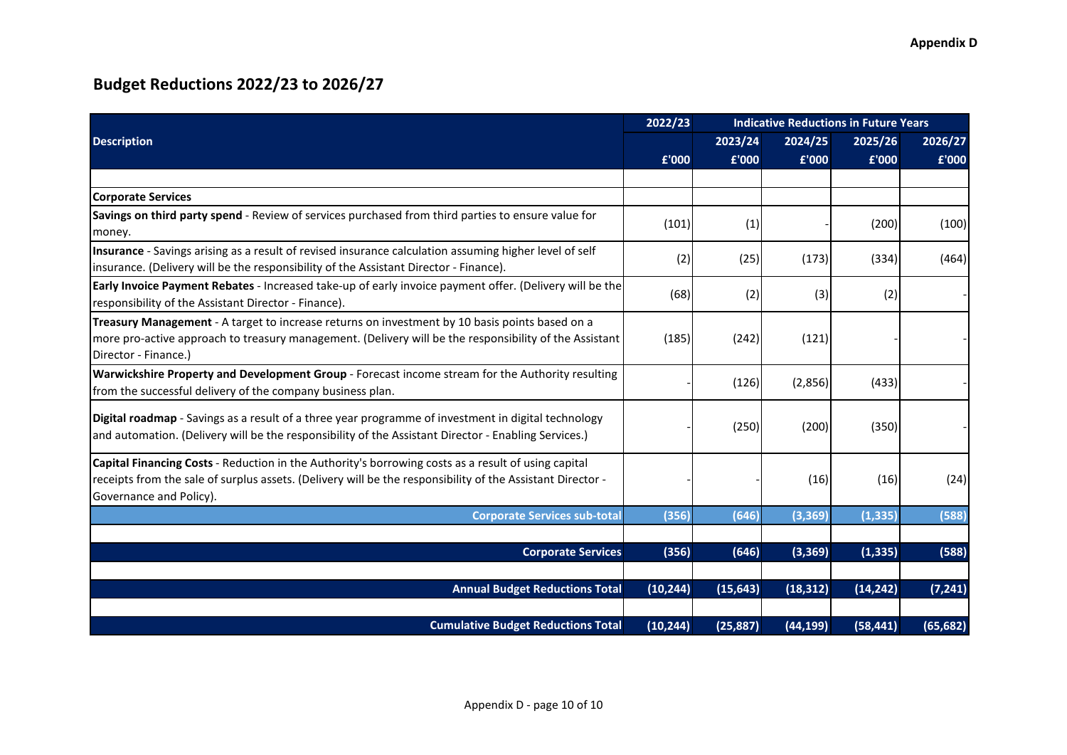Appendix D

## Budget Reductions 2022/23 to 2026/27

| Description | 2022/23 | Indicative Reductions in Future Years | | | |
|---|---|---|---|---|---|
| | | 2023/24 | 2024/25 | 2025/26 | 2026/27 |
| | £'000 | £'000 | £'000 | £'000 | £'000 |
| | | | | | |
| **Corporate Services** | | | | | |
| **Savings on third party spend** - Review of services purchased from third parties to ensure value for money. | (101) | (1) | - | (200) | (100) |
| **Insurance** - Savings arising as a result of revised insurance calculation assuming higher level of self insurance. (Delivery will be the responsibility of the Assistant Director - Finance). | (2) | (25) | (173) | (334) | (464) |
| **Early Invoice Payment Rebates** - Increased take-up of early invoice payment offer. (Delivery will be the responsibility of the Assistant Director - Finance). | (68) | (2) | (3) | (2) | - |
| **Treasury Management** - A target to increase returns on investment by 10 basis points based on a more pro-active approach to treasury management. (Delivery will be the responsibility of the Assistant Director - Finance.) | (185) | (242) | (121) | - | - |
| **Warwickshire Property and Development Group** - Forecast income stream for the Authority resulting from the successful delivery of the company business plan. | - | (126) | (2,856) | (433) | - |
| **Digital roadmap** - Savings as a result of a three year programme of investment in digital technology and automation. (Delivery will be the responsibility of the Assistant Director - Enabling Services.) | - | (250) | (200) | (350) | - |
| **Capital Financing Costs** - Reduction in the Authority's borrowing costs as a result of using capital receipts from the sale of surplus assets. (Delivery will be the responsibility of the Assistant Director - Governance and Policy). | - | - | (16) | (16) | (24) |
| **Corporate Services sub-total** | **(356)** | **(646)** | **(3,369)** | **(1,335)** | **(588)** |
| | | | | | |
| **Corporate Services** | **(356)** | **(646)** | **(3,369)** | **(1,335)** | **(588)** |
| | | | | | |
| **Annual Budget Reductions Total** | **(10,244)** | **(15,643)** | **(18,312)** | **(14,242)** | **(7,241)** |
| | | | | | |
| **Cumulative Budget Reductions Total** | **(10,244)** | **(25,887)** | **(44,199)** | **(58,441)** | **(65,682)** |